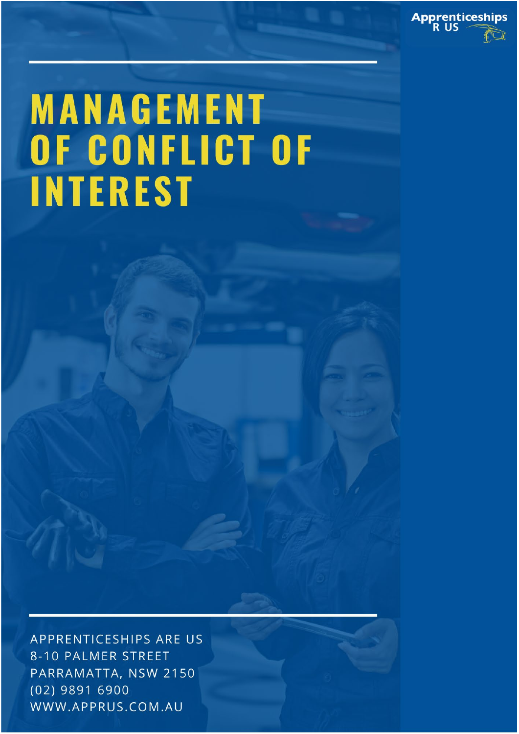Apprenticeships R US

# MANAGEMENT OF CONFLICT OF INTEREST

APPRENTICESHIPS ARE US
8-10 PALMER STREET
PARRAMATTA, NSW 2150
(02) 9891 6900
WWW.APPRUS.COM.AU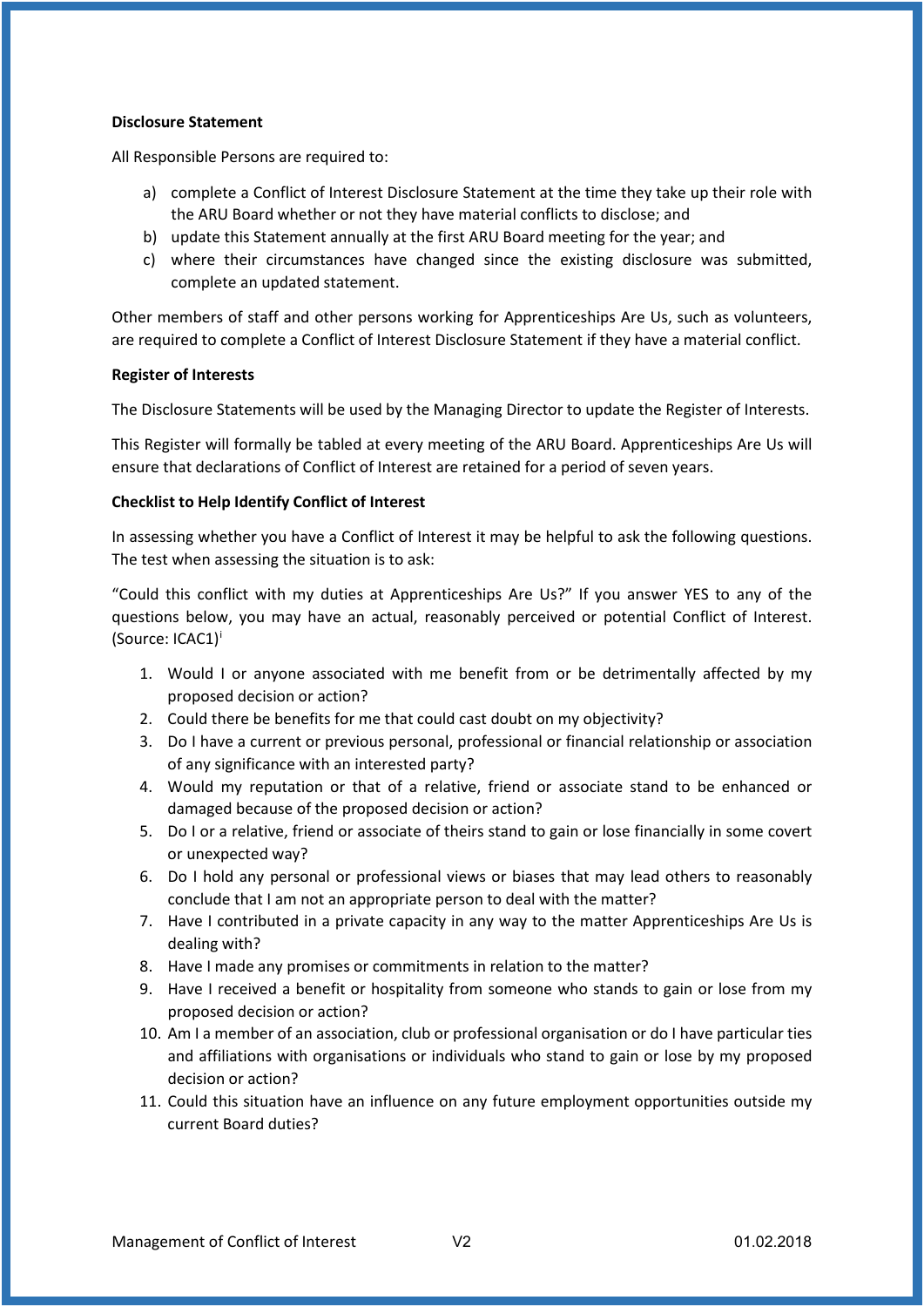**Disclosure Statement**

All Responsible Persons are required to:

a) complete a Conflict of Interest Disclosure Statement at the time they take up their role with the ARU Board whether or not they have material conflicts to disclose; and
b) update this Statement annually at the first ARU Board meeting for the year; and
c) where their circumstances have changed since the existing disclosure was submitted, complete an updated statement.

Other members of staff and other persons working for Apprenticeships Are Us, such as volunteers, are required to complete a Conflict of Interest Disclosure Statement if they have a material conflict.

**Register of Interests**

The Disclosure Statements will be used by the Managing Director to update the Register of Interests.

This Register will formally be tabled at every meeting of the ARU Board. Apprenticeships Are Us will ensure that declarations of Conflict of Interest are retained for a period of seven years.

**Checklist to Help Identify Conflict of Interest**

In assessing whether you have a Conflict of Interest it may be helpful to ask the following questions. The test when assessing the situation is to ask:

"Could this conflict with my duties at Apprenticeships Are Us?" If you answer YES to any of the questions below, you may have an actual, reasonably perceived or potential Conflict of Interest. (Source: ICAC1)[i]

1. Would I or anyone associated with me benefit from or be detrimentally affected by my proposed decision or action?
2. Could there be benefits for me that could cast doubt on my objectivity?
3. Do I have a current or previous personal, professional or financial relationship or association of any significance with an interested party?
4. Would my reputation or that of a relative, friend or associate stand to be enhanced or damaged because of the proposed decision or action?
5. Do I or a relative, friend or associate of theirs stand to gain or lose financially in some covert or unexpected way?
6. Do I hold any personal or professional views or biases that may lead others to reasonably conclude that I am not an appropriate person to deal with the matter?
7. Have I contributed in a private capacity in any way to the matter Apprenticeships Are Us is dealing with?
8. Have I made any promises or commitments in relation to the matter?
9. Have I received a benefit or hospitality from someone who stands to gain or lose from my proposed decision or action?
10. Am I a member of an association, club or professional organisation or do I have particular ties and affiliations with organisations or individuals who stand to gain or lose by my proposed decision or action?
11. Could this situation have an influence on any future employment opportunities outside my current Board duties?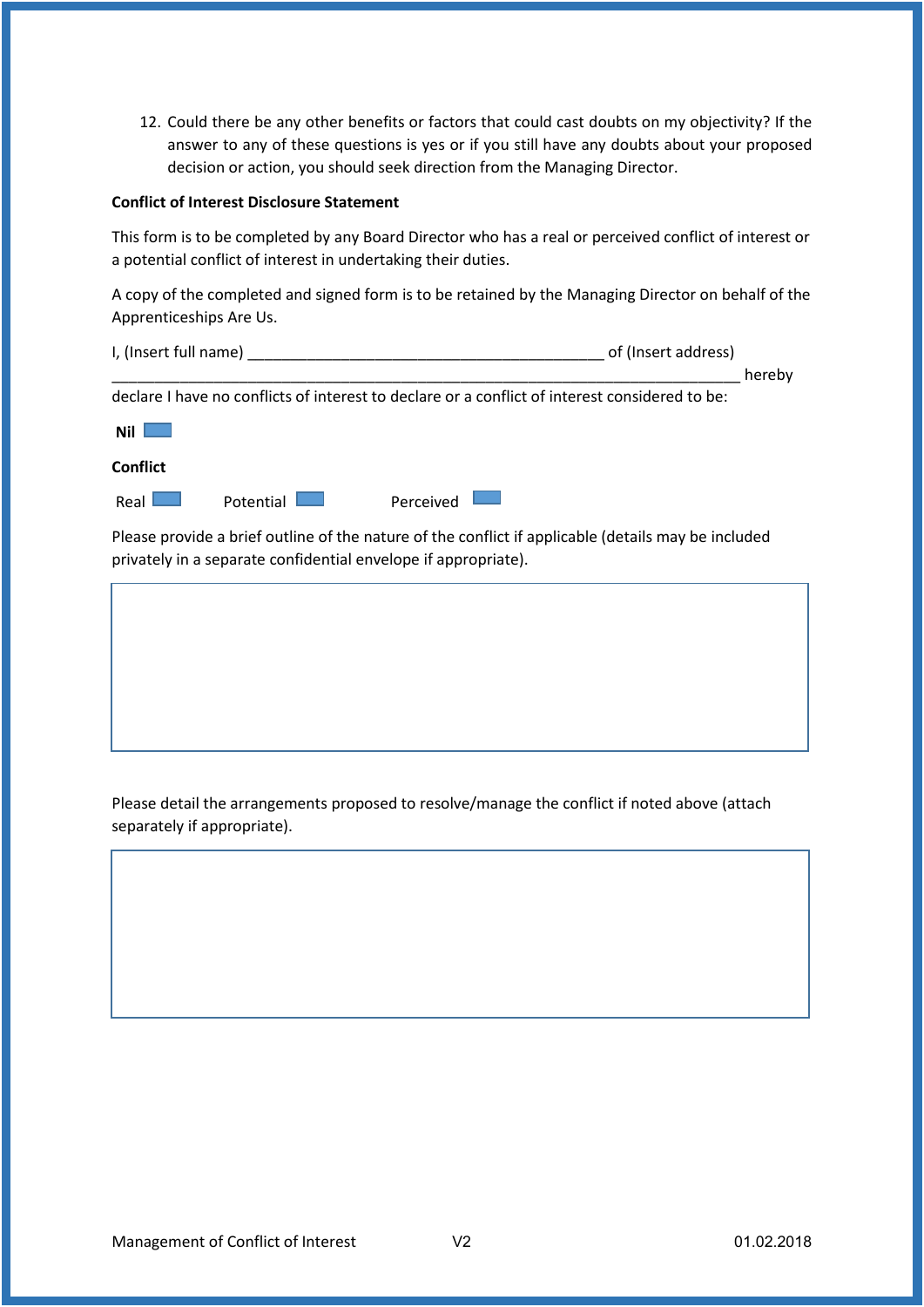12. Could there be any other benefits or factors that could cast doubts on my objectivity? If the answer to any of these questions is yes or if you still have any doubts about your proposed decision or action, you should seek direction from the Managing Director.

**Conflict of Interest Disclosure Statement**

This form is to be completed by any Board Director who has a real or perceived conflict of interest or a potential conflict of interest in undertaking their duties.

A copy of the completed and signed form is to be retained by the Managing Director on behalf of the Apprenticeships Are Us.

I, (Insert full name) ___________________________________________ of (Insert address) ____________________________________________________________________________ hereby declare I have no conflicts of interest to declare or a conflict of interest considered to be:

**Nil** ☐

**Conflict**

Real ☐ Potential ☐ Perceived ☐

Please provide a brief outline of the nature of the conflict if applicable (details may be included privately in a separate confidential envelope if appropriate).

| |
|---|
| |

Please detail the arrangements proposed to resolve/manage the conflict if noted above (attach separately if appropriate).

| |
|---|
| |

Management of Conflict of Interest V2 01.02.2018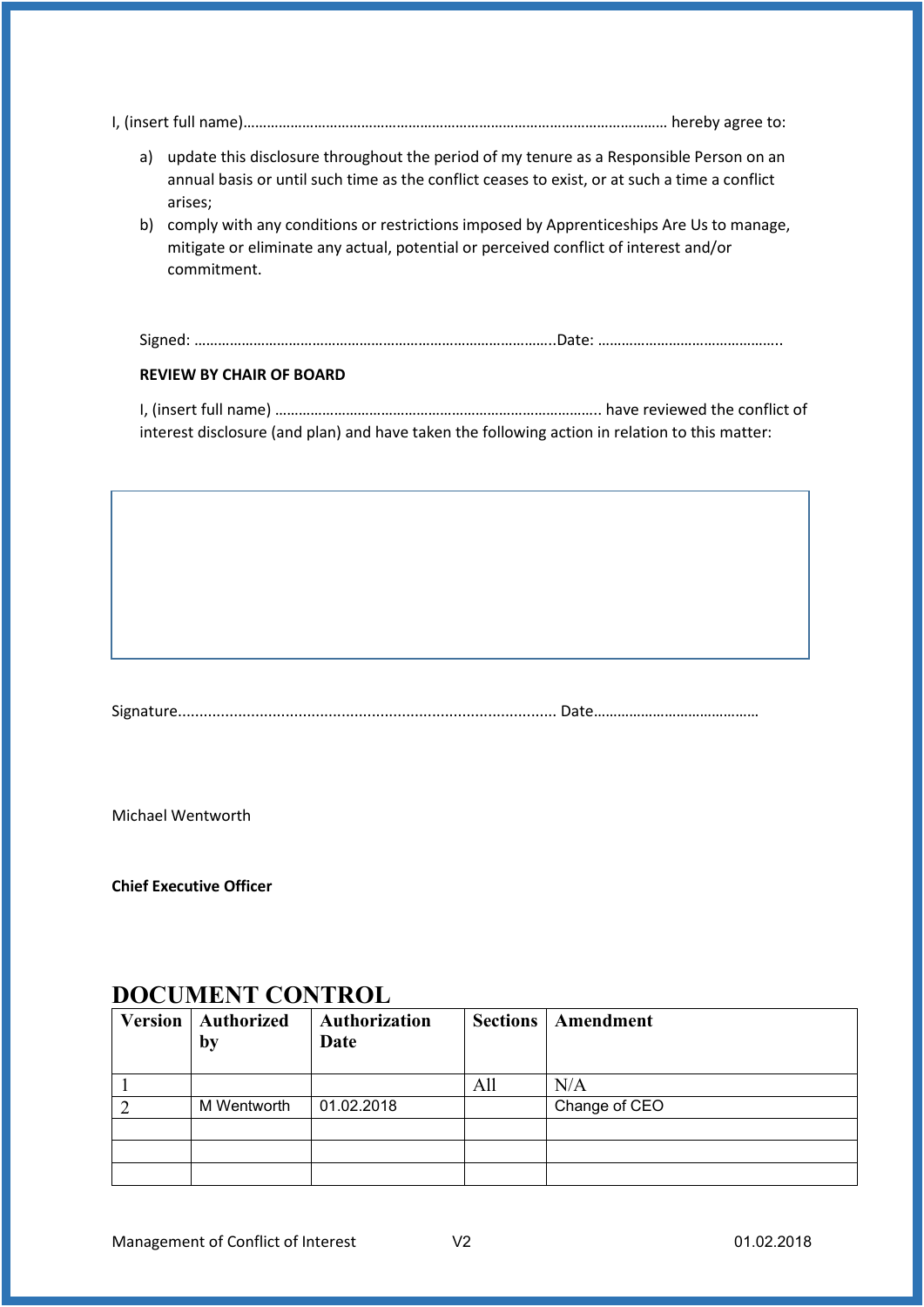I, (insert full name)…………………………………………………………………………………………………… hereby agree to:

a) update this disclosure throughout the period of my tenure as a Responsible Person on an annual basis or until such time as the conflict ceases to exist, or at such a time a conflict arises;
b) comply with any conditions or restrictions imposed by Apprenticeships Are Us to manage, mitigate or eliminate any actual, potential or perceived conflict of interest and/or commitment.

Signed: ……………………………………………………………………………….Date: ………………………………………..

**REVIEW BY CHAIR OF BOARD**

I, (insert full name) ……………………………………………………………………….. have reviewed the conflict of interest disclosure (and plan) and have taken the following action in relation to this matter:

| |
|---|
| |

Signature........................................................................................ Date……………………………………

Michael Wentworth

**Chief Executive Officer**

## DOCUMENT CONTROL

| Version | Authorized by | Authorization Date | Sections | Amendment |
|---|---|---|---|---|
| 1 | | | All | N/A |
| 2 | M Wentworth | 01.02.2018 | | Change of CEO |
| | | | | |
| | | | | |
| | | | | |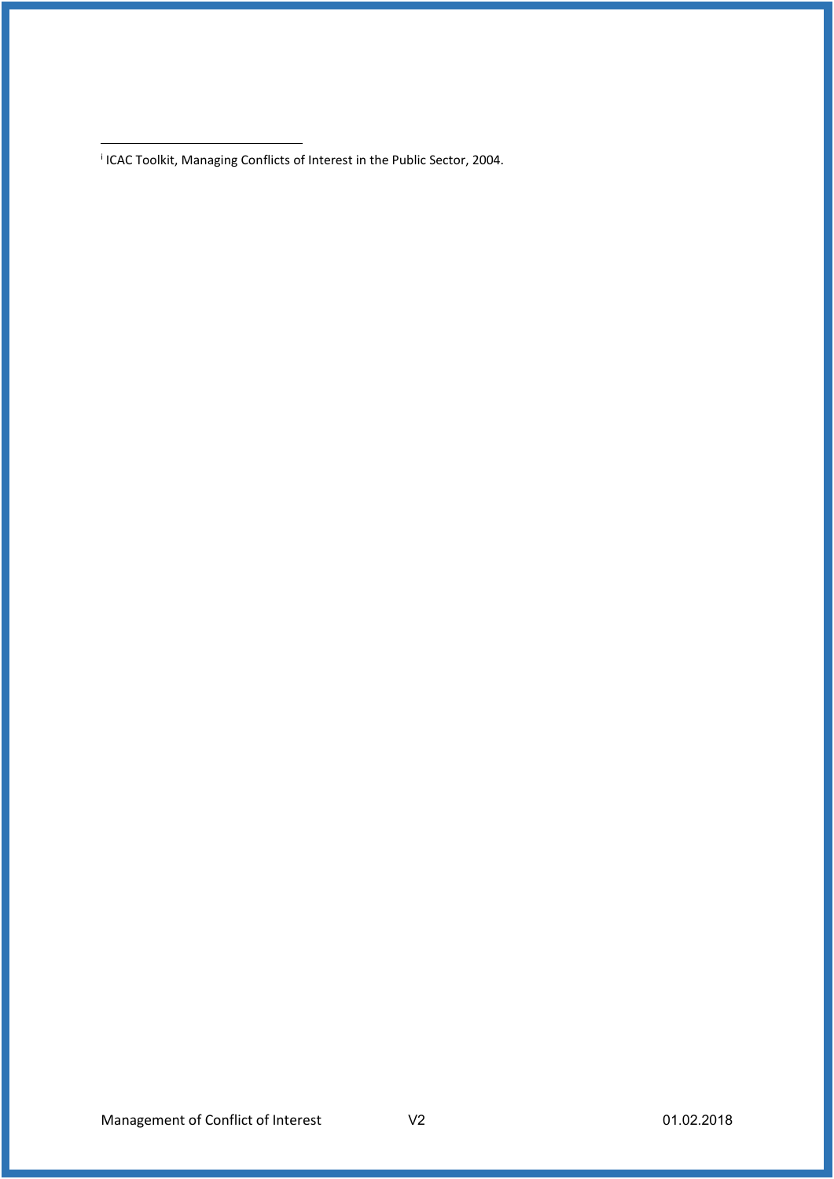[i] ICAC Toolkit, Managing Conflicts of Interest in the Public Sector, 2004.